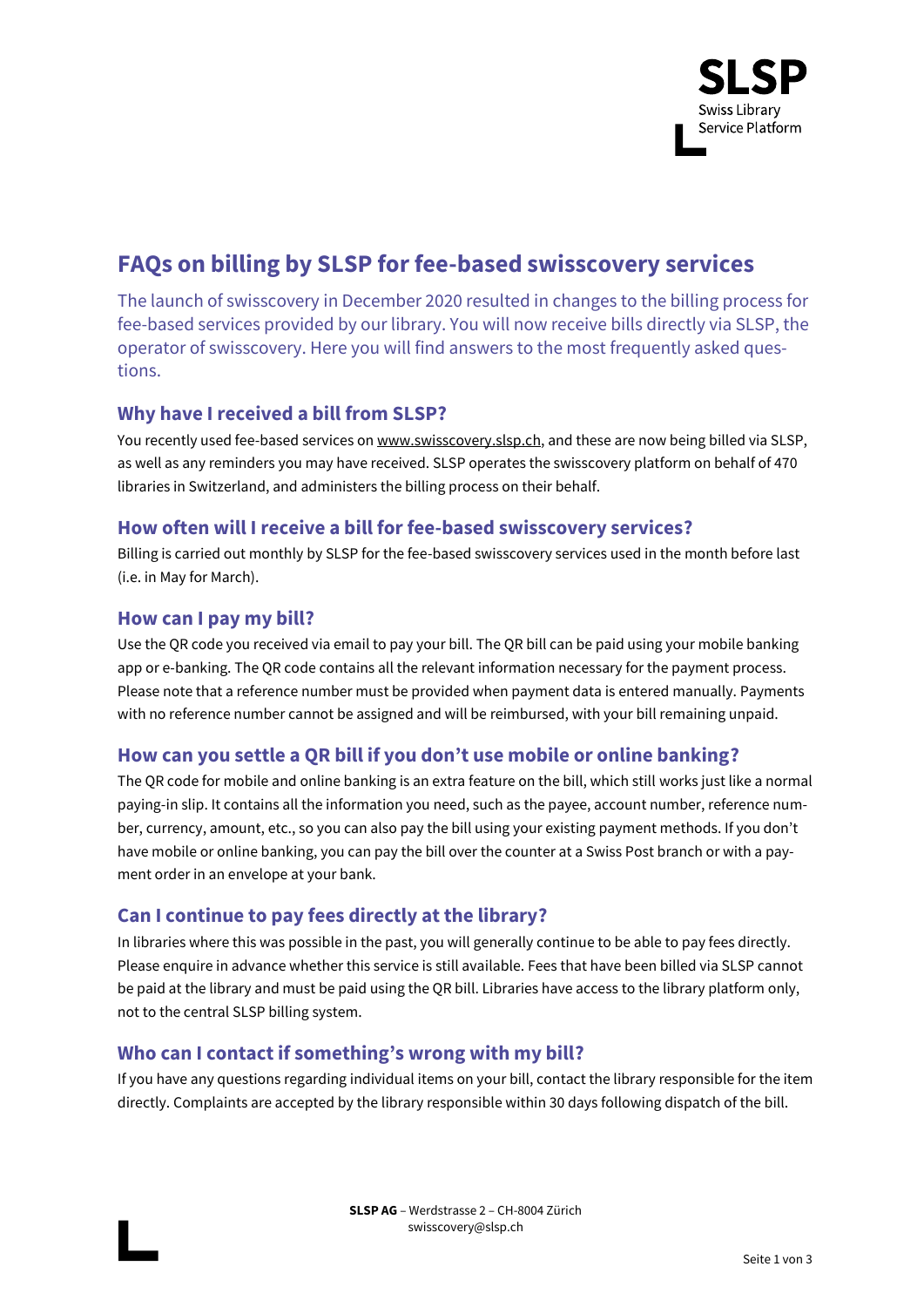# FAQs on billing by SLSP for fee-based swisscovery services

The launch of swisscovery in December 2020 resulted in changes to the billing process for fee-based services provided by our library. You will now receive bills directly via SLSP, the operator of swisscovery. Here you will find answers to the most frequently asked questions.

## Why have I received a bill from SLSP?

You recently used fee-based services on www.swisscovery.slsp.ch, and these are now being billed via SLSP, as well as any reminders you may have received. SLSP operates the swisscovery platform on behalf of 470 libraries in Switzerland, and administers the billing process on their behalf.

## How often will I receive a bill for fee-based swisscovery services?

Billing is carried out monthly by SLSP for the fee-based swisscovery services used in the month before last (i.e. in May for March).

## How can I pay my bill?

Use the QR code you received via email to pay your bill. The QR bill can be paid using your mobile banking app or e-banking. The QR code contains all the relevant information necessary for the payment process. Please note that a reference number must be provided when payment data is entered manually. Payments with no reference number cannot be assigned and will be reimbursed, with your bill remaining unpaid.

## How can you settle a QR bill if you don't use mobile or online banking?

The QR code for mobile and online banking is an extra feature on the bill, which still works just like a normal paying-in slip. It contains all the information you need, such as the payee, account number, reference number, currency, amount, etc., so you can also pay the bill using your existing payment methods. If you don't have mobile or online banking, you can pay the bill over the counter at a Swiss Post branch or with a payment order in an envelope at your bank.

## Can I continue to pay fees directly at the library?

In libraries where this was possible in the past, you will generally continue to be able to pay fees directly. Please enquire in advance whether this service is still available. Fees that have been billed via SLSP cannot be paid at the library and must be paid using the QR bill. Libraries have access to the library platform only, not to the central SLSP billing system.

## Who can I contact if something's wrong with my bill?

If you have any questions regarding individual items on your bill, contact the library responsible for the item directly. Complaints are accepted by the library responsible within 30 days following dispatch of the bill.

**SLSP AG** – Werdstrasse 2 – CH-8004 Zürich
swisscovery@slsp.ch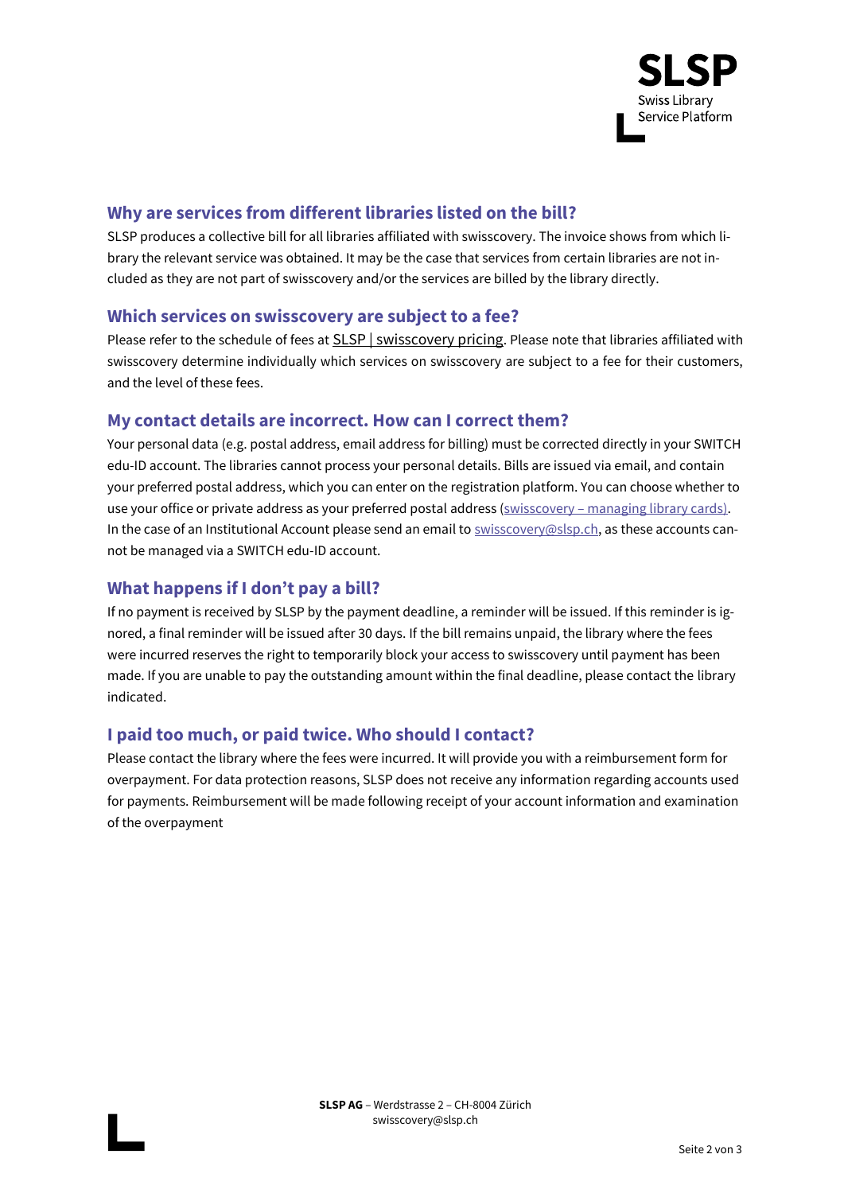## Why are services from different libraries listed on the bill?

SLSP produces a collective bill for all libraries affiliated with swisscovery. The invoice shows from which library the relevant service was obtained. It may be the case that services from certain libraries are not included as they are not part of swisscovery and/or the services are billed by the library directly.

## Which services on swisscovery are subject to a fee?

Please refer to the schedule of fees at SLSP | swisscovery pricing. Please note that libraries affiliated with swisscovery determine individually which services on swisscovery are subject to a fee for their customers, and the level of these fees.

## My contact details are incorrect. How can I correct them?

Your personal data (e.g. postal address, email address for billing) must be corrected directly in your SWITCH edu-ID account. The libraries cannot process your personal details. Bills are issued via email, and contain your preferred postal address, which you can enter on the registration platform. You can choose whether to use your office or private address as your preferred postal address (swisscovery – managing library cards). In the case of an Institutional Account please send an email to swisscovery@slsp.ch, as these accounts cannot be managed via a SWITCH edu-ID account.

## What happens if I don't pay a bill?

If no payment is received by SLSP by the payment deadline, a reminder will be issued. If this reminder is ignored, a final reminder will be issued after 30 days. If the bill remains unpaid, the library where the fees were incurred reserves the right to temporarily block your access to swisscovery until payment has been made. If you are unable to pay the outstanding amount within the final deadline, please contact the library indicated.

## I paid too much, or paid twice. Who should I contact?

Please contact the library where the fees were incurred. It will provide you with a reimbursement form for overpayment. For data protection reasons, SLSP does not receive any information regarding accounts used for payments. Reimbursement will be made following receipt of your account information and examination of the overpayment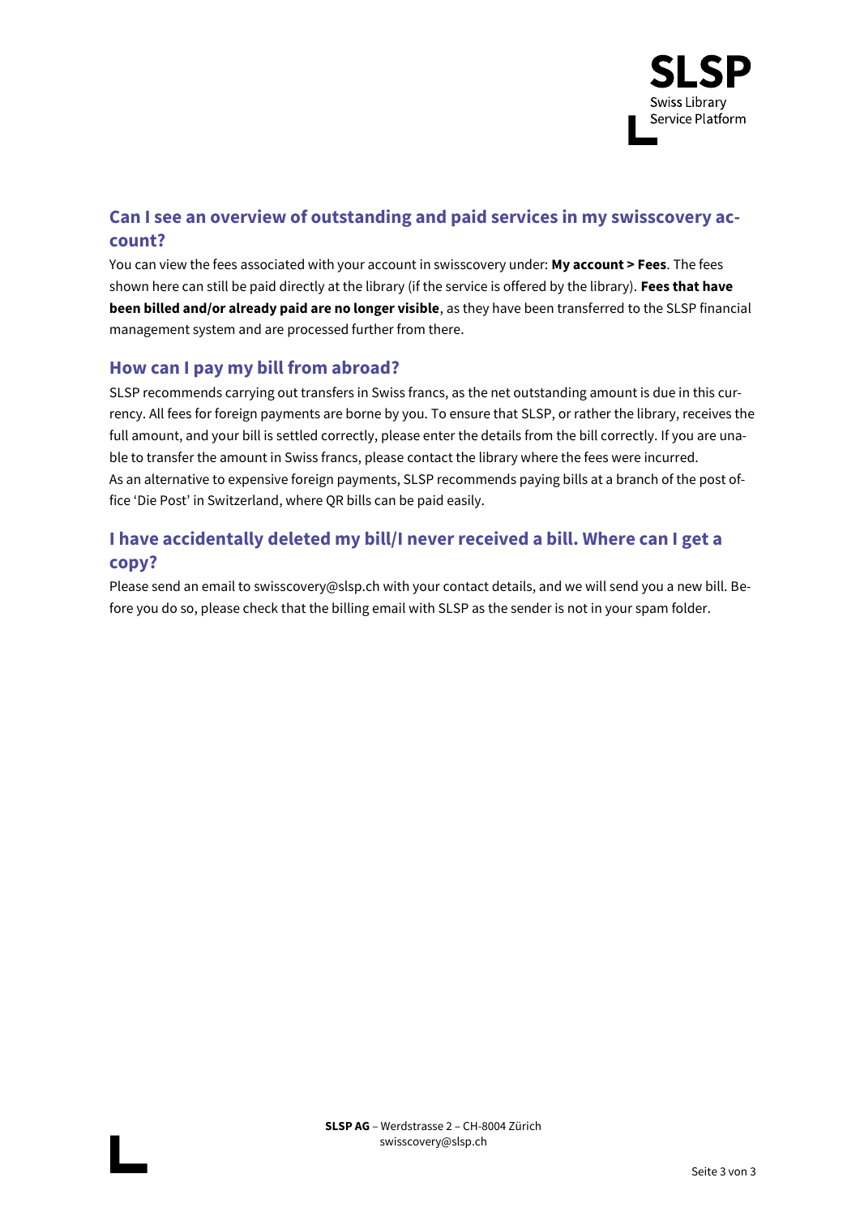## Can I see an overview of outstanding and paid services in my swisscovery account?

You can view the fees associated with your account in swisscovery under: **My account > Fees**. The fees shown here can still be paid directly at the library (if the service is offered by the library). **Fees that have been billed and/or already paid are no longer visible**, as they have been transferred to the SLSP financial management system and are processed further from there.

## How can I pay my bill from abroad?

SLSP recommends carrying out transfers in Swiss francs, as the net outstanding amount is due in this currency. All fees for foreign payments are borne by you. To ensure that SLSP, or rather the library, receives the full amount, and your bill is settled correctly, please enter the details from the bill correctly. If you are unable to transfer the amount in Swiss francs, please contact the library where the fees were incurred.
As an alternative to expensive foreign payments, SLSP recommends paying bills at a branch of the post office 'Die Post' in Switzerland, where QR bills can be paid easily.

## I have accidentally deleted my bill/I never received a bill. Where can I get a copy?

Please send an email to swisscovery@slsp.ch with your contact details, and we will send you a new bill. Before you do so, please check that the billing email with SLSP as the sender is not in your spam folder.